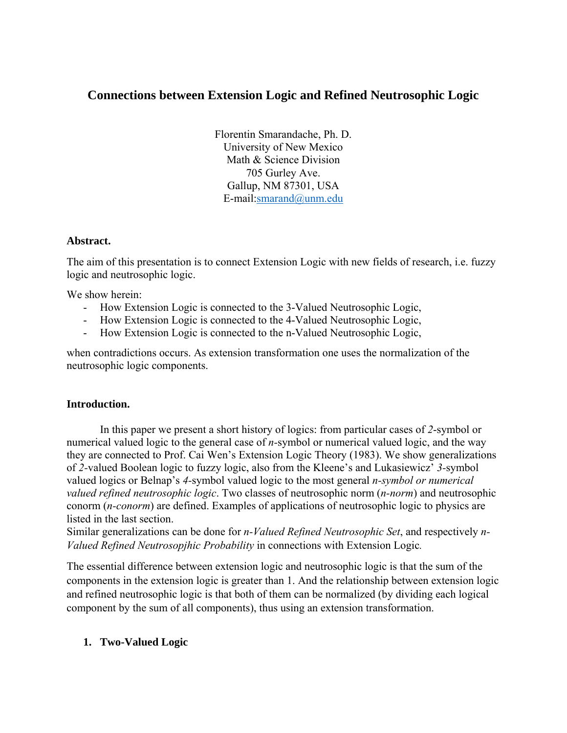# Connections between Extension Logic and Refined Neutrosophic Logic

Florentin Smarandache, Ph. D.
University of New Mexico
Math & Science Division
705 Gurley Ave.
Gallup, NM 87301, USA
E-mail:smarand@unm.edu

**Abstract.**

The aim of this presentation is to connect Extension Logic with new fields of research, i.e. fuzzy logic and neutrosophic logic.

We show herein:

- How Extension Logic is connected to the 3-Valued Neutrosophic Logic,
- How Extension Logic is connected to the 4-Valued Neutrosophic Logic,
- How Extension Logic is connected to the n-Valued Neutrosophic Logic,

when contradictions occurs. As extension transformation one uses the normalization of the neutrosophic logic components.

**Introduction.**

In this paper we present a short history of logics: from particular cases of *2*-symbol or numerical valued logic to the general case of *n*-symbol or numerical valued logic, and the way they are connected to Prof. Cai Wen's Extension Logic Theory (1983). We show generalizations of *2*-valued Boolean logic to fuzzy logic, also from the Kleene's and Lukasiewicz' *3*-symbol valued logics or Belnap's *4*-symbol valued logic to the most general *n-symbol or numerical valued refined neutrosophic logic*. Two classes of neutrosophic norm (*n-norm*) and neutrosophic conorm (*n-conorm*) are defined. Examples of applications of neutrosophic logic to physics are listed in the last section.
Similar generalizations can be done for *n-Valued Refined Neutrosophic Set*, and respectively *n-Valued Refined Neutrosopjhic Probability* in connections with Extension Logic.

The essential difference between extension logic and neutrosophic logic is that the sum of the components in the extension logic is greater than 1. And the relationship between extension logic and refined neutrosophic logic is that both of them can be normalized (by dividing each logical component by the sum of all components), thus using an extension transformation.

## 1. Two-Valued Logic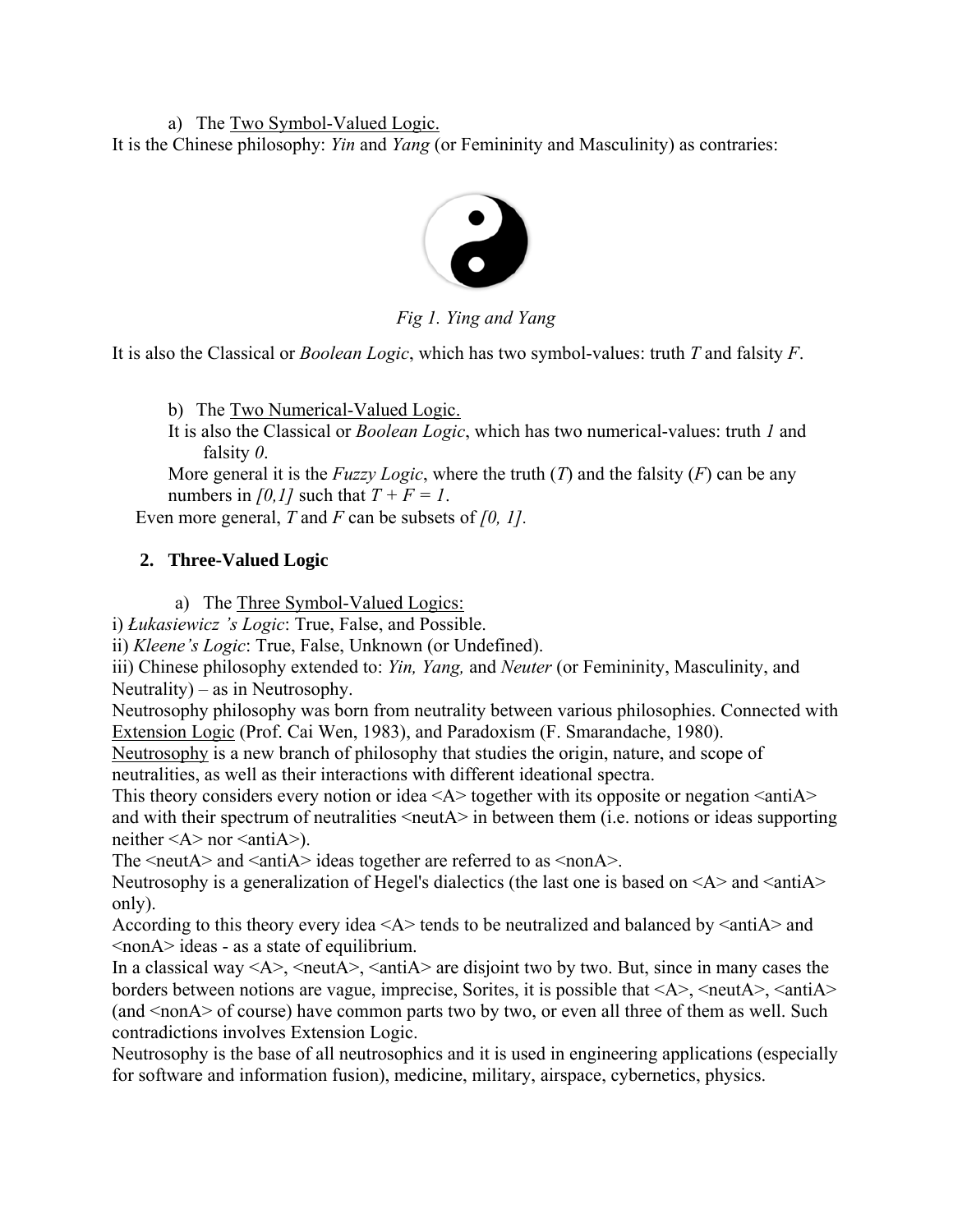a) The <u>Two Symbol-Valued Logic.</u>

It is the Chinese philosophy: *Yin* and *Yang* (or Femininity and Masculinity) as contraries:

*Fig 1. Ying and Yang*

It is also the Classical or *Boolean Logic*, which has two symbol-values: truth *T* and falsity *F*.

b) The <u>Two Numerical-Valued Logic.</u>

It is also the Classical or *Boolean Logic*, which has two numerical-values: truth *1* and falsity *0*.

More general it is the *Fuzzy Logic*, where the truth ($T$) and the falsity ($F$) can be any numbers in $[0,1]$ such that $T + F = 1$.

Even more general, $T$ and $F$ can be subsets of $[0, 1]$.

## 2. Three-Valued Logic

a) The <u>Three Symbol-Valued Logics:</u>

i) *Łukasiewicz 's Logic*: True, False, and Possible.

ii) *Kleene's Logic*: True, False, Unknown (or Undefined).

iii) Chinese philosophy extended to: *Yin, Yang,* and *Neuter* (or Femininity, Masculinity, and Neutrality) – as in Neutrosophy.

Neutrosophy philosophy was born from neutrality between various philosophies. Connected with <u>Extension Logic</u> (Prof. Cai Wen, 1983), and Paradoxism (F. Smarandache, 1980).

<u>Neutrosophy</u> is a new branch of philosophy that studies the origin, nature, and scope of neutralities, as well as their interactions with different ideational spectra.

This theory considers every notion or idea <A> together with its opposite or negation <antiA> and with their spectrum of neutralities <neutA> in between them (i.e. notions or ideas supporting neither <A> nor <antiA>).

The <neutA> and <antiA> ideas together are referred to as <nonA>.

Neutrosophy is a generalization of Hegel's dialectics (the last one is based on <A> and <antiA> only).

According to this theory every idea <A> tends to be neutralized and balanced by <antiA> and <nonA> ideas - as a state of equilibrium.

In a classical way <A>, <neutA>, <antiA> are disjoint two by two. But, since in many cases the borders between notions are vague, imprecise, Sorites, it is possible that <A>, <neutA>, <antiA> (and <nonA> of course) have common parts two by two, or even all three of them as well. Such contradictions involves Extension Logic.

Neutrosophy is the base of all neutrosophics and it is used in engineering applications (especially for software and information fusion), medicine, military, airspace, cybernetics, physics.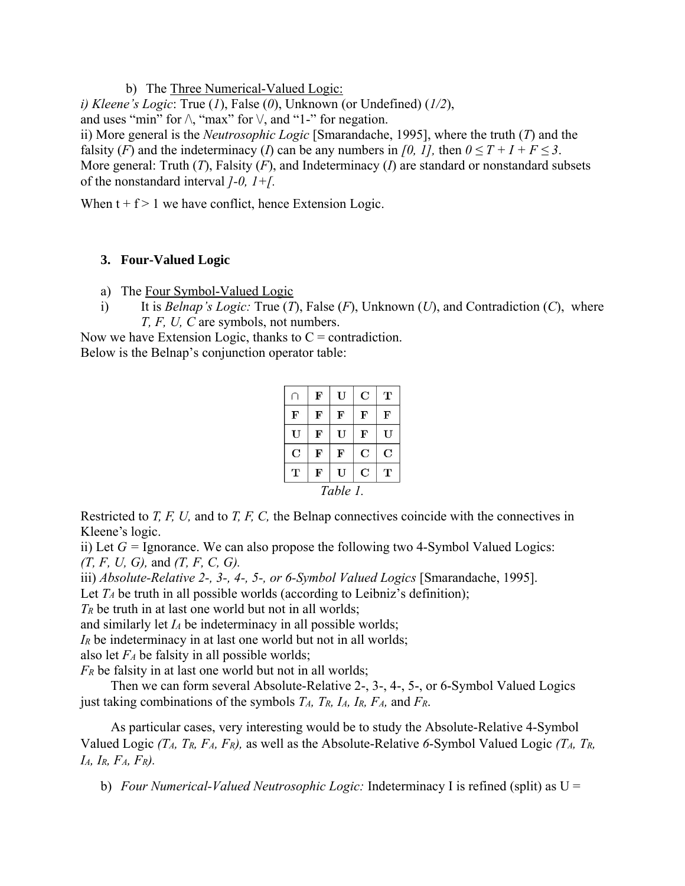b) The Three Numerical-Valued Logic:

*i) Kleene's Logic*: True (*1*), False (*0*), Unknown (or Undefined) (*1/2*), and uses "min" for $\wedge$, "max" for $\vee$, and "1-" for negation.

ii) More general is the *Neutrosophic Logic* [Smarandache, 1995], where the truth (*T*) and the falsity (*F*) and the indeterminacy (*I*) can be any numbers in $[0, 1]$, then $0 \leq T + I + F \leq 3$. More general: Truth (*T*), Falsity (*F*), and Indeterminacy (*I*) are standard or nonstandard subsets of the nonstandard interval $]^-0, 1^+[$.

When t + f > 1 we have conflict, hence Extension Logic.

## 3. Four-Valued Logic

a) The Four Symbol-Valued Logic

i) It is *Belnap's Logic:* True (*T*), False (*F*), Unknown (*U*), and Contradiction (*C*), where *T, F, U, C* are symbols, not numbers.

Now we have Extension Logic, thanks to C = contradiction.

Below is the Belnap's conjunction operator table:

| ∩ | F | U | C | T |
|---|---|---|---|---|
| F | F | F | F | F |
| U | F | U | F | U |
| C | F | F | C | C |
| T | F | U | C | T |

*Table 1.*

Restricted to *T, F, U,* and to *T, F, C,* the Belnap connectives coincide with the connectives in Kleene's logic.

ii) Let *G* = Ignorance. We can also propose the following two 4-Symbol Valued Logics: *(T, F, U, G),* and *(T, F, C, G).*

iii) *Absolute-Relative 2-, 3-, 4-, 5-, or 6-Symbol Valued Logics* [Smarandache, 1995].

Let $T_A$ be truth in all possible worlds (according to Leibniz's definition);

$T_R$ be truth in at last one world but not in all worlds;

and similarly let $I_A$ be indeterminacy in all possible worlds;

$I_R$ be indeterminacy in at last one world but not in all worlds;

also let $F_A$ be falsity in all possible worlds;

$F_R$ be falsity in at last one world but not in all worlds;

Then we can form several Absolute-Relative 2-, 3-, 4-, 5-, or 6-Symbol Valued Logics just taking combinations of the symbols $T_A$, $T_R$, $I_A$, $I_R$, $F_A$, and $F_R$.

As particular cases, very interesting would be to study the Absolute-Relative 4-Symbol Valued Logic $(T_A, T_R, F_A, F_R)$, as well as the Absolute-Relative *6*-Symbol Valued Logic $(T_A, T_R, I_A, I_R, F_A, F_R)$.

b) *Four Numerical-Valued Neutrosophic Logic:* Indeterminacy I is refined (split) as U =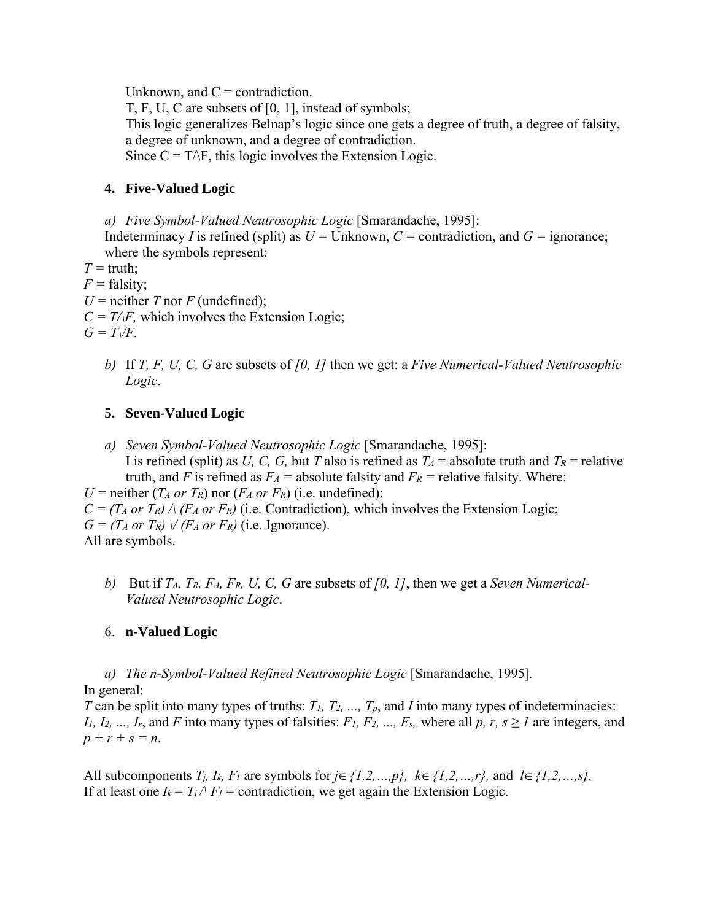Unknown, and C = contradiction.

T, F, U, C are subsets of [0, 1], instead of symbols;

This logic generalizes Belnap's logic since one gets a degree of truth, a degree of falsity, a degree of unknown, and a degree of contradiction.

Since $C = T \wedge F$, this logic involves the Extension Logic.

### 4. Five-Valued Logic

a) *Five Symbol-Valued Neutrosophic Logic* [Smarandache, 1995]:
Indeterminacy $I$ is refined (split) as $U$ = Unknown, $C$ = contradiction, and $G$ = ignorance; where the symbols represent:

$T$ = truth;
$F$ = falsity;
$U$ = neither $T$ nor $F$ (undefined);
$C = T \wedge F$, which involves the Extension Logic;
$G = T \vee F$.

b) If $T, F, U, C, G$ are subsets of $[0, 1]$ then we get: a *Five Numerical-Valued Neutrosophic Logic*.

### 5. Seven-Valued Logic

a) *Seven Symbol-Valued Neutrosophic Logic* [Smarandache, 1995]:
I is refined (split) as $U, C, G$, but $T$ also is refined as $T_A$ = absolute truth and $T_R$ = relative truth, and $F$ is refined as $F_A$ = absolute falsity and $F_R$ = relative falsity. Where:

$U$ = neither ($T_A$ or $T_R$) nor ($F_A$ or $F_R$) (i.e. undefined);
$C = (T_A \text{ or } T_R) \wedge (F_A \text{ or } F_R)$ (i.e. Contradiction), which involves the Extension Logic;
$G = (T_A \text{ or } T_R) \vee (F_A \text{ or } F_R)$ (i.e. Ignorance).
All are symbols.

b) But if $T_A, T_R, F_A, F_R, U, C, G$ are subsets of $[0, 1]$, then we get a *Seven Numerical-Valued Neutrosophic Logic*.

### 6. n-Valued Logic

a) *The n-Symbol-Valued Refined Neutrosophic Logic* [Smarandache, 1995].

In general:
$T$ can be split into many types of truths: $T_1, T_2, \ldots, T_p$, and $I$ into many types of indeterminacies: $I_1, I_2, \ldots, I_r$, and $F$ into many types of falsities: $F_1, F_2, \ldots, F_s$, where all $p, r, s \geq 1$ are integers, and $p + r + s = n$.

All subcomponents $T_j, I_k, F_l$ are symbols for $j \in \{1,2,\ldots,p\}$, $k \in \{1,2,\ldots,r\}$, and $l \in \{1,2,\ldots,s\}$.
If at least one $I_k = T_j \wedge F_l$ = contradiction, we get again the Extension Logic.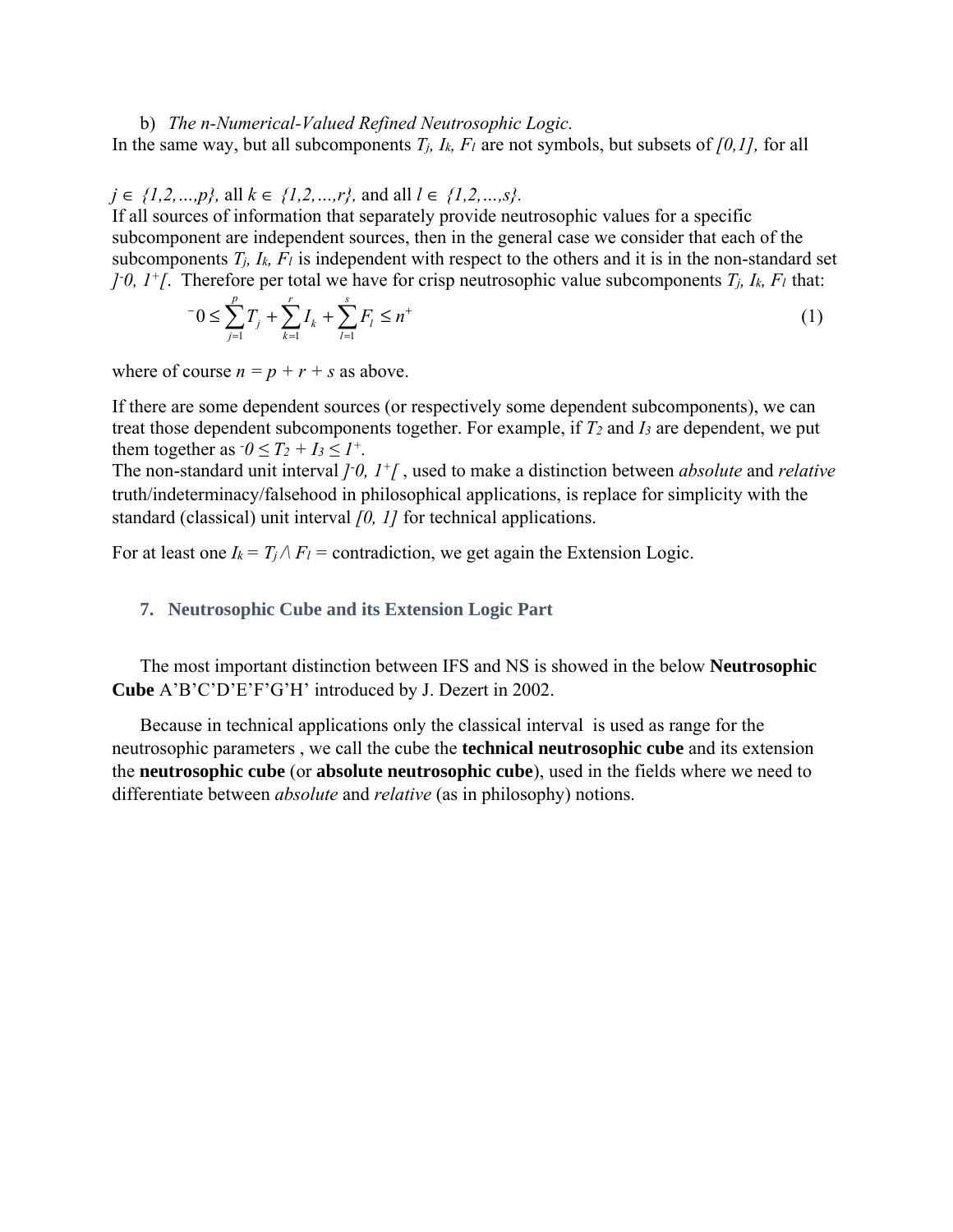b) *The n-Numerical-Valued Refined Neutrosophic Logic.*

In the same way, but all subcomponents $T_j$, $I_k$, $F_l$ are not symbols, but subsets of *[0,1],* for all

$j \in \{1,2,\ldots,p\}$, all $k \in \{1,2,\ldots,r\}$, and all $l \in \{1,2,\ldots,s\}$.

If all sources of information that separately provide neutrosophic values for a specific subcomponent are independent sources, then in the general case we consider that each of the subcomponents $T_j$, $I_k$, $F_l$ is independent with respect to the others and it is in the non-standard set $]^-0, 1^+[$. Therefore per total we have for crisp neutrosophic value subcomponents $T_j$, $I_k$, $F_l$ that:

$$^-0 \leq \sum_{j=1}^{p} T_j + \sum_{k=1}^{r} I_k + \sum_{l=1}^{s} F_l \leq n^+ \tag{1}$$

where of course $n = p + r + s$ as above.

If there are some dependent sources (or respectively some dependent subcomponents), we can treat those dependent subcomponents together. For example, if $T_2$ and $I_3$ are dependent, we put them together as $^-0 \leq T_2 + I_3 \leq 1^+$.

The non-standard unit interval $]^-0, 1^+[$ , used to make a distinction between *absolute* and *relative* truth/indeterminacy/falsehood in philosophical applications, is replace for simplicity with the standard (classical) unit interval *[0, 1]* for technical applications.

For at least one $I_k = T_j \wedge F_l$ = contradiction, we get again the Extension Logic.

## 7. Neutrosophic Cube and its Extension Logic Part

The most important distinction between IFS and NS is showed in the below **Neutrosophic Cube** A'B'C'D'E'F'G'H' introduced by J. Dezert in 2002.

Because in technical applications only the classical interval is used as range for the neutrosophic parameters , we call the cube the **technical neutrosophic cube** and its extension the **neutrosophic cube** (or **absolute neutrosophic cube**), used in the fields where we need to differentiate between *absolute* and *relative* (as in philosophy) notions.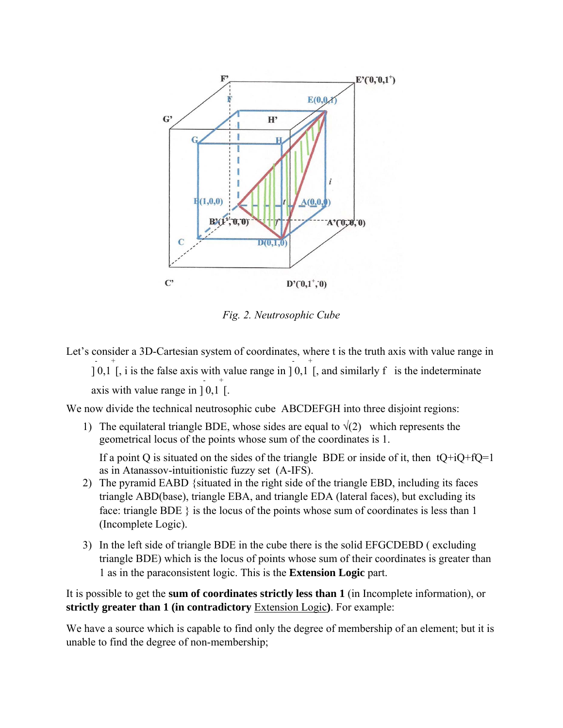*Fig. 2. Neutrosophic Cube*

Let's consider a 3D-Cartesian system of coordinates, where t is the truth axis with value range in $]^-0,1^+[$, i is the false axis with value range in $]^-0,1^+[$, and similarly f is the indeterminate axis with value range in $]^-0,1^+[$.

We now divide the technical neutrosophic cube ABCDEFGH into three disjoint regions:

1) The equilateral triangle BDE, whose sides are equal to $\sqrt{(2)}$ which represents the geometrical locus of the points whose sum of the coordinates is 1.

   If a point Q is situated on the sides of the triangle BDE or inside of it, then $tQ+iQ+fQ=1$ as in Atanassov-intuitionistic fuzzy set (A-IFS).

2) The pyramid EABD {situated in the right side of the triangle EBD, including its faces triangle ABD(base), triangle EBA, and triangle EDA (lateral faces), but excluding its face: triangle BDE } is the locus of the points whose sum of coordinates is less than 1 (Incomplete Logic).

3) In the left side of triangle BDE in the cube there is the solid EFGCDEBD ( excluding triangle BDE) which is the locus of points whose sum of their coordinates is greater than 1 as in the paraconsistent logic. This is the **Extension Logic** part.

It is possible to get the **sum of coordinates strictly less than 1** (in Incomplete information), or **strictly greater than 1 (in contradictory** Extension Logic**)**. For example:

We have a source which is capable to find only the degree of membership of an element; but it is unable to find the degree of non-membership;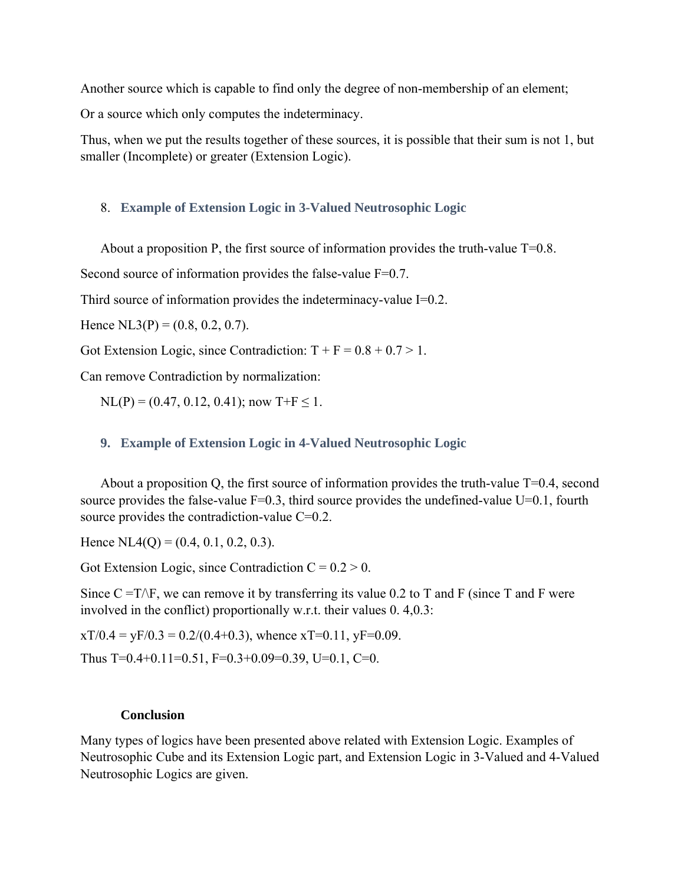Another source which is capable to find only the degree of non-membership of an element;

Or a source which only computes the indeterminacy.

Thus, when we put the results together of these sources, it is possible that their sum is not 1, but smaller (Incomplete) or greater (Extension Logic).

## 8. Example of Extension Logic in 3-Valued Neutrosophic Logic

About a proposition P, the first source of information provides the truth-value $T=0.8$.

Second source of information provides the false-value $F=0.7$.

Third source of information provides the indeterminacy-value $I=0.2$.

Hence $NL3(P) = (0.8, 0.2, 0.7)$.

Got Extension Logic, since Contradiction: $T + F = 0.8 + 0.7 > 1$.

Can remove Contradiction by normalization:

$NL(P) = (0.47, 0.12, 0.41)$; now $T+F \leq 1$.

## 9. Example of Extension Logic in 4-Valued Neutrosophic Logic

About a proposition Q, the first source of information provides the truth-value $T=0.4$, second source provides the false-value $F=0.3$, third source provides the undefined-value $U=0.1$, fourth source provides the contradiction-value $C=0.2$.

Hence $NL4(Q) = (0.4, 0.1, 0.2, 0.3)$.

Got Extension Logic, since Contradiction $C = 0.2 > 0$.

Since $C = T \wedge F$, we can remove it by transferring its value 0.2 to T and F (since T and F were involved in the conflict) proportionally w.r.t. their values 0. 4,0.3:

$xT/0.4 = yF/0.3 = 0.2/(0.4+0.3)$, whence $xT=0.11$, $yF=0.09$.

Thus $T=0.4+0.11=0.51$, $F=0.3+0.09=0.39$, $U=0.1$, $C=0$.

## Conclusion

Many types of logics have been presented above related with Extension Logic. Examples of Neutrosophic Cube and its Extension Logic part, and Extension Logic in 3-Valued and 4-Valued Neutrosophic Logics are given.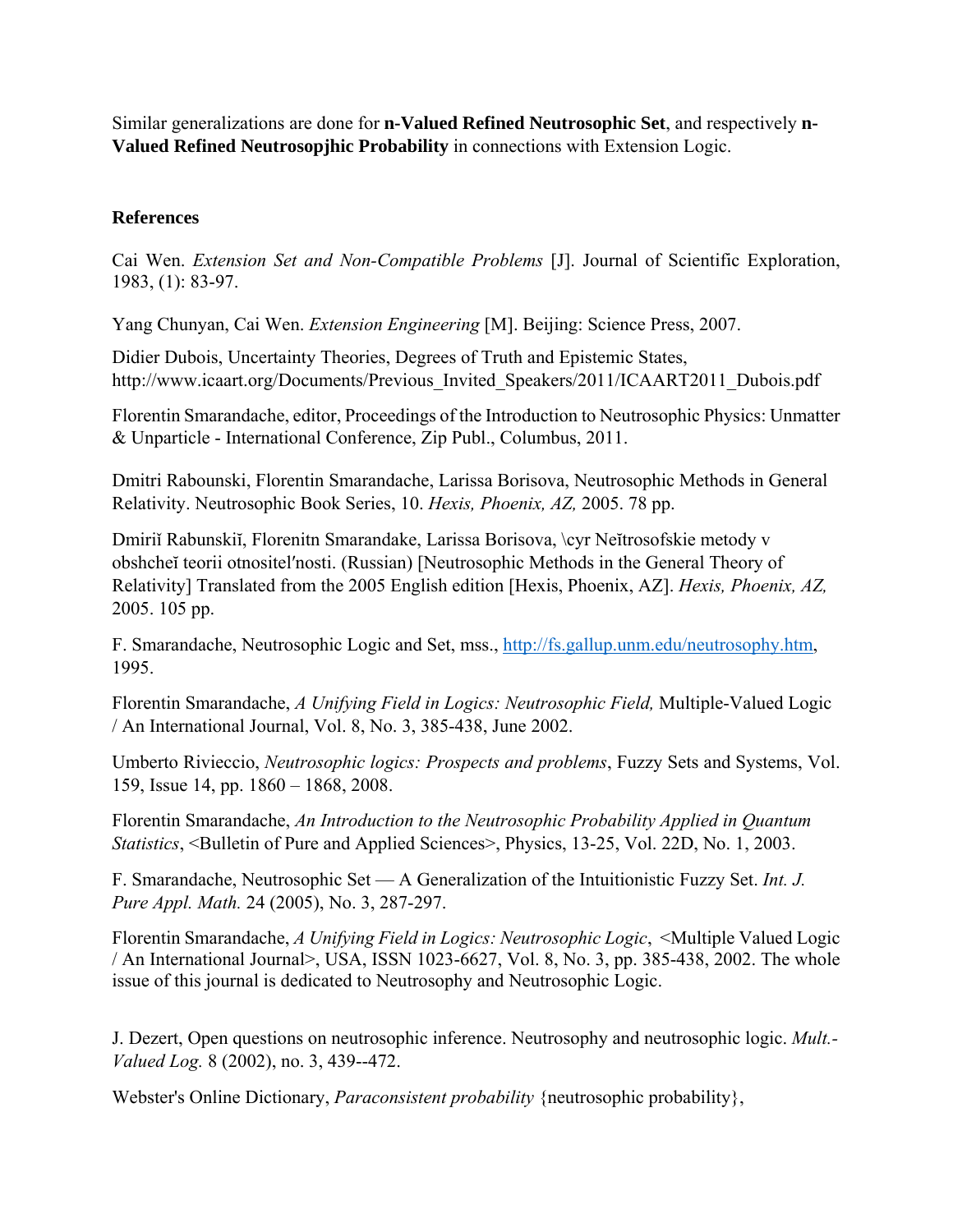Similar generalizations are done for **n-Valued Refined Neutrosophic Set**, and respectively **n-Valued Refined Neutrosopjhic Probability** in connections with Extension Logic.

## References

Cai Wen. *Extension Set and Non-Compatible Problems* [J]. Journal of Scientific Exploration, 1983, (1): 83-97.

Yang Chunyan, Cai Wen. *Extension Engineering* [M]. Beijing: Science Press, 2007.

Didier Dubois, Uncertainty Theories, Degrees of Truth and Epistemic States, http://www.icaart.org/Documents/Previous_Invited_Speakers/2011/ICAART2011_Dubois.pdf

Florentin Smarandache, editor, Proceedings of the Introduction to Neutrosophic Physics: Unmatter & Unparticle - International Conference, Zip Publ., Columbus, 2011.

Dmitri Rabounski, Florentin Smarandache, Larissa Borisova, Neutrosophic Methods in General Relativity. Neutrosophic Book Series, 10. *Hexis, Phoenix, AZ,* 2005. 78 pp.

Dmiriĭ Rabunskiĭ, Florenitn Smarandake, Larissa Borisova, \cyr Neĭtrosofskie metody v obshcheĭ teorii otnositelʹnosti. (Russian) [Neutrosophic Methods in the General Theory of Relativity] Translated from the 2005 English edition [Hexis, Phoenix, AZ]. *Hexis, Phoenix, AZ,* 2005. 105 pp.

F. Smarandache, Neutrosophic Logic and Set, mss., http://fs.gallup.unm.edu/neutrosophy.htm, 1995.

Florentin Smarandache, *A Unifying Field in Logics: Neutrosophic Field,* Multiple-Valued Logic / An International Journal, Vol. 8, No. 3, 385-438, June 2002.

Umberto Rivieccio, *Neutrosophic logics: Prospects and problems*, Fuzzy Sets and Systems, Vol. 159, Issue 14, pp. 1860 – 1868, 2008.

Florentin Smarandache, *An Introduction to the Neutrosophic Probability Applied in Quantum Statistics*, <Bulletin of Pure and Applied Sciences>, Physics, 13-25, Vol. 22D, No. 1, 2003.

F. Smarandache, Neutrosophic Set — A Generalization of the Intuitionistic Fuzzy Set. *Int. J. Pure Appl. Math.* 24 (2005), No. 3, 287-297.

Florentin Smarandache, *A Unifying Field in Logics: Neutrosophic Logic*, <Multiple Valued Logic / An International Journal>, USA, ISSN 1023-6627, Vol. 8, No. 3, pp. 385-438, 2002. The whole issue of this journal is dedicated to Neutrosophy and Neutrosophic Logic.

J. Dezert, Open questions on neutrosophic inference. Neutrosophy and neutrosophic logic. *Mult.-Valued Log.* 8 (2002), no. 3, 439--472.

Webster's Online Dictionary, *Paraconsistent probability* {neutrosophic probability},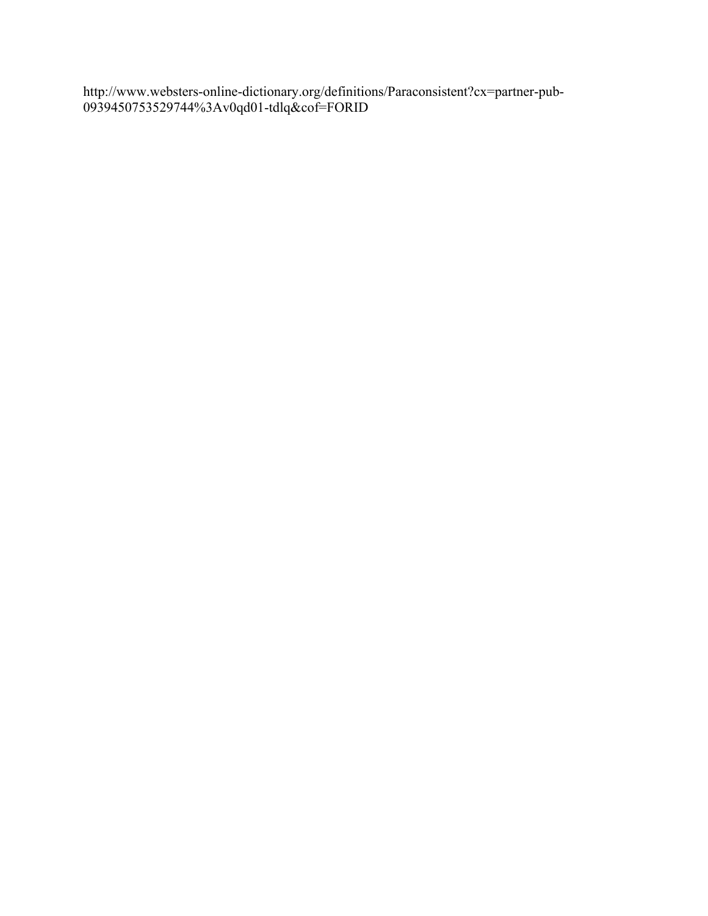http://www.websters-online-dictionary.org/definitions/Paraconsistent?cx=partner-pub-0939450753529744%3Av0qd01-tdlq&cof=FORID